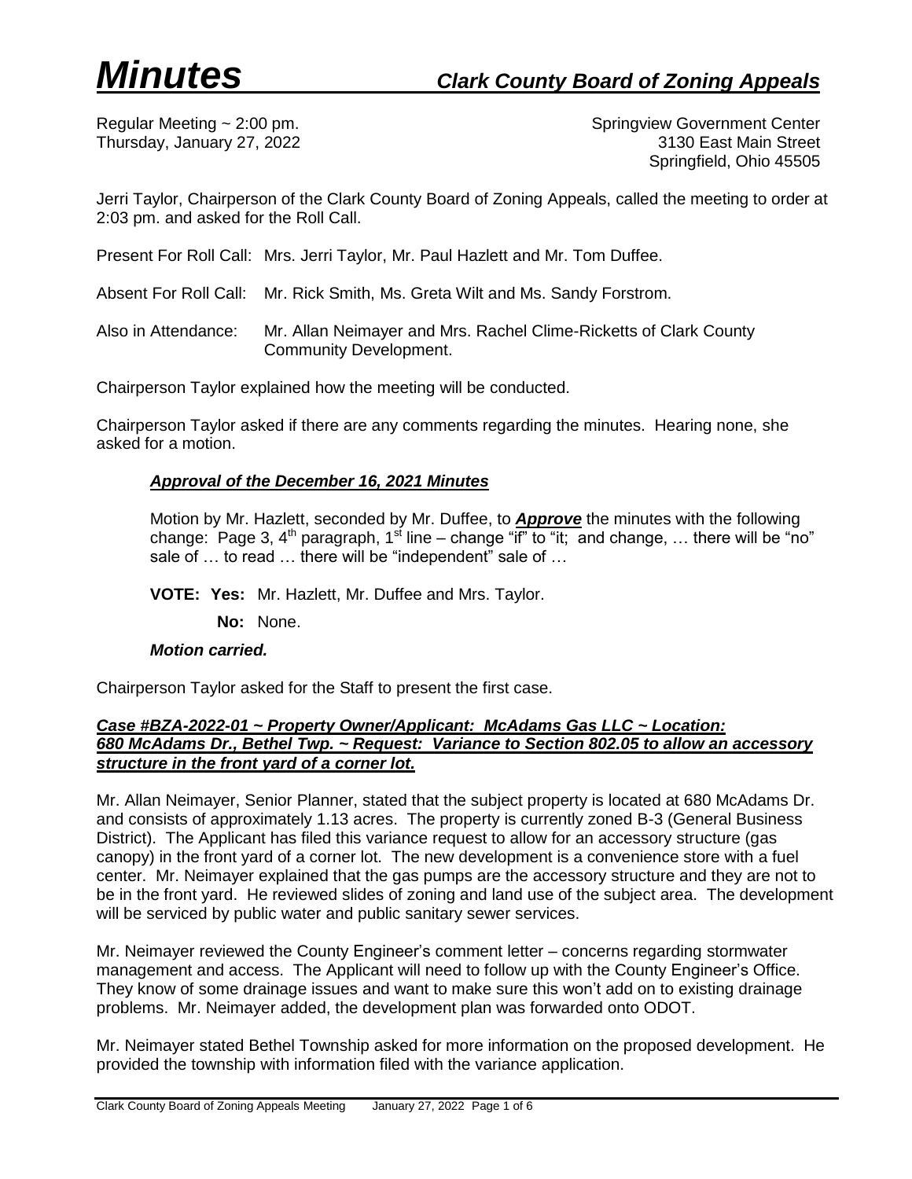# *Minutes* *Clark County Board of Zoning Appeals*

Regular Meeting ~ 2:00 pm.
Thursday, January 27, 2022

Springview Government Center
3130 East Main Street
Springfield, Ohio 45505

Jerri Taylor, Chairperson of the Clark County Board of Zoning Appeals, called the meeting to order at 2:03 pm. and asked for the Roll Call.

Present For Roll Call: Mrs. Jerri Taylor, Mr. Paul Hazlett and Mr. Tom Duffee.

Absent For Roll Call: Mr. Rick Smith, Ms. Greta Wilt and Ms. Sandy Forstrom.

Also in Attendance: Mr. Allan Neimayer and Mrs. Rachel Clime-Ricketts of Clark County Community Development.

Chairperson Taylor explained how the meeting will be conducted.

Chairperson Taylor asked if there are any comments regarding the minutes. Hearing none, she asked for a motion.

***Approval of the December 16, 2021 Minutes***

Motion by Mr. Hazlett, seconded by Mr. Duffee, to ***Approve*** the minutes with the following change: Page 3, 4th paragraph, 1st line – change "if" to "it; and change, … there will be "no" sale of … to read … there will be "independent" sale of …

**VOTE: Yes:** Mr. Hazlett, Mr. Duffee and Mrs. Taylor.

**No:** None.

***Motion carried.***

Chairperson Taylor asked for the Staff to present the first case.

***Case #BZA-2022-01 ~ Property Owner/Applicant: McAdams Gas LLC ~ Location: 680 McAdams Dr., Bethel Twp. ~ Request: Variance to Section 802.05 to allow an accessory structure in the front yard of a corner lot.***

Mr. Allan Neimayer, Senior Planner, stated that the subject property is located at 680 McAdams Dr. and consists of approximately 1.13 acres. The property is currently zoned B-3 (General Business District). The Applicant has filed this variance request to allow for an accessory structure (gas canopy) in the front yard of a corner lot. The new development is a convenience store with a fuel center. Mr. Neimayer explained that the gas pumps are the accessory structure and they are not to be in the front yard. He reviewed slides of zoning and land use of the subject area. The development will be serviced by public water and public sanitary sewer services.

Mr. Neimayer reviewed the County Engineer's comment letter – concerns regarding stormwater management and access. The Applicant will need to follow up with the County Engineer's Office. They know of some drainage issues and want to make sure this won't add on to existing drainage problems. Mr. Neimayer added, the development plan was forwarded onto ODOT.

Mr. Neimayer stated Bethel Township asked for more information on the proposed development. He provided the township with information filed with the variance application.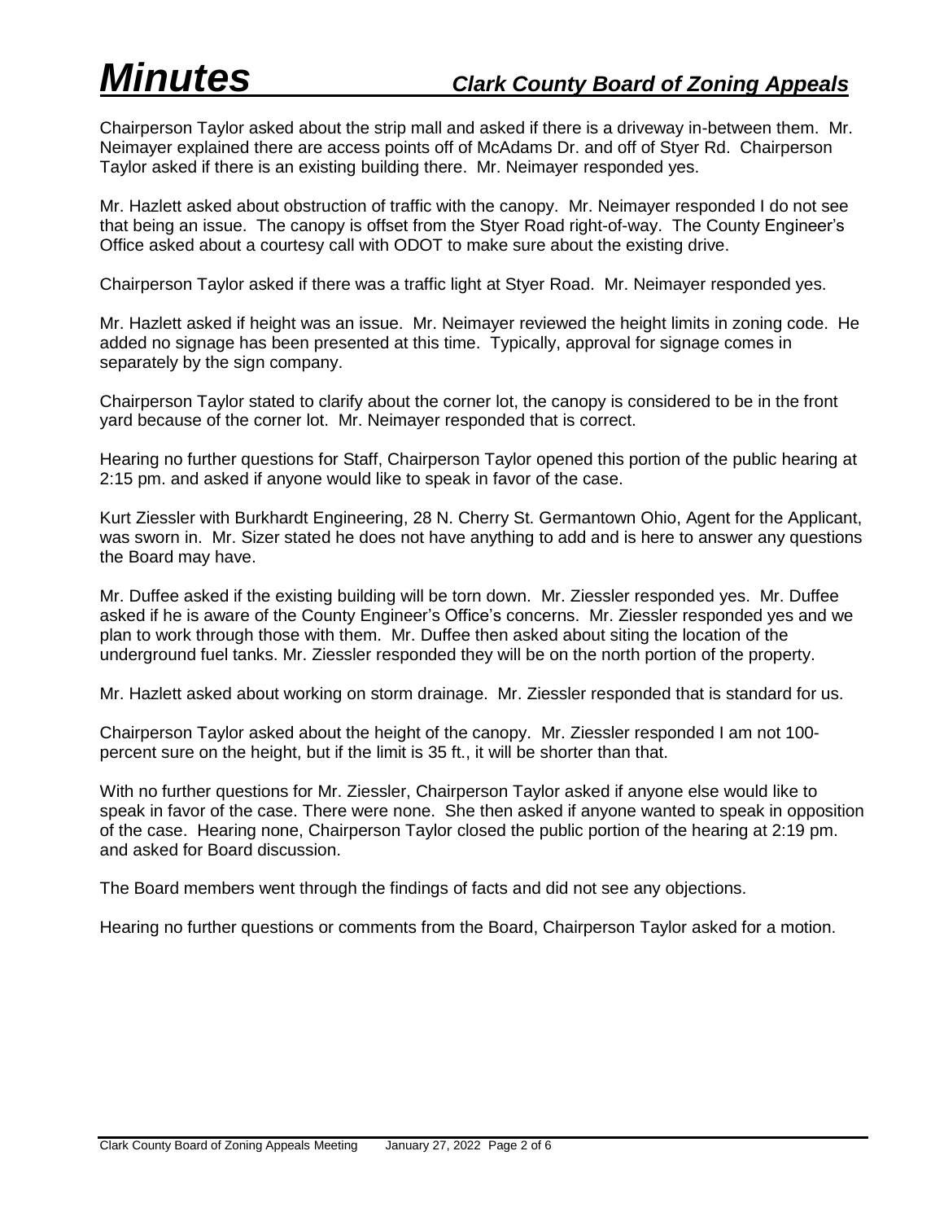Chairperson Taylor asked about the strip mall and asked if there is a driveway in-between them. Mr. Neimayer explained there are access points off of McAdams Dr. and off of Styer Rd. Chairperson Taylor asked if there is an existing building there. Mr. Neimayer responded yes.

Mr. Hazlett asked about obstruction of traffic with the canopy. Mr. Neimayer responded I do not see that being an issue. The canopy is offset from the Styer Road right-of-way. The County Engineer's Office asked about a courtesy call with ODOT to make sure about the existing drive.

Chairperson Taylor asked if there was a traffic light at Styer Road. Mr. Neimayer responded yes.

Mr. Hazlett asked if height was an issue. Mr. Neimayer reviewed the height limits in zoning code. He added no signage has been presented at this time. Typically, approval for signage comes in separately by the sign company.

Chairperson Taylor stated to clarify about the corner lot, the canopy is considered to be in the front yard because of the corner lot. Mr. Neimayer responded that is correct.

Hearing no further questions for Staff, Chairperson Taylor opened this portion of the public hearing at 2:15 pm. and asked if anyone would like to speak in favor of the case.

Kurt Ziessler with Burkhardt Engineering, 28 N. Cherry St. Germantown Ohio, Agent for the Applicant, was sworn in. Mr. Sizer stated he does not have anything to add and is here to answer any questions the Board may have.

Mr. Duffee asked if the existing building will be torn down. Mr. Ziessler responded yes. Mr. Duffee asked if he is aware of the County Engineer's Office's concerns. Mr. Ziessler responded yes and we plan to work through those with them. Mr. Duffee then asked about siting the location of the underground fuel tanks. Mr. Ziessler responded they will be on the north portion of the property.

Mr. Hazlett asked about working on storm drainage. Mr. Ziessler responded that is standard for us.

Chairperson Taylor asked about the height of the canopy. Mr. Ziessler responded I am not 100-percent sure on the height, but if the limit is 35 ft., it will be shorter than that.

With no further questions for Mr. Ziessler, Chairperson Taylor asked if anyone else would like to speak in favor of the case. There were none. She then asked if anyone wanted to speak in opposition of the case. Hearing none, Chairperson Taylor closed the public portion of the hearing at 2:19 pm. and asked for Board discussion.

The Board members went through the findings of facts and did not see any objections.

Hearing no further questions or comments from the Board, Chairperson Taylor asked for a motion.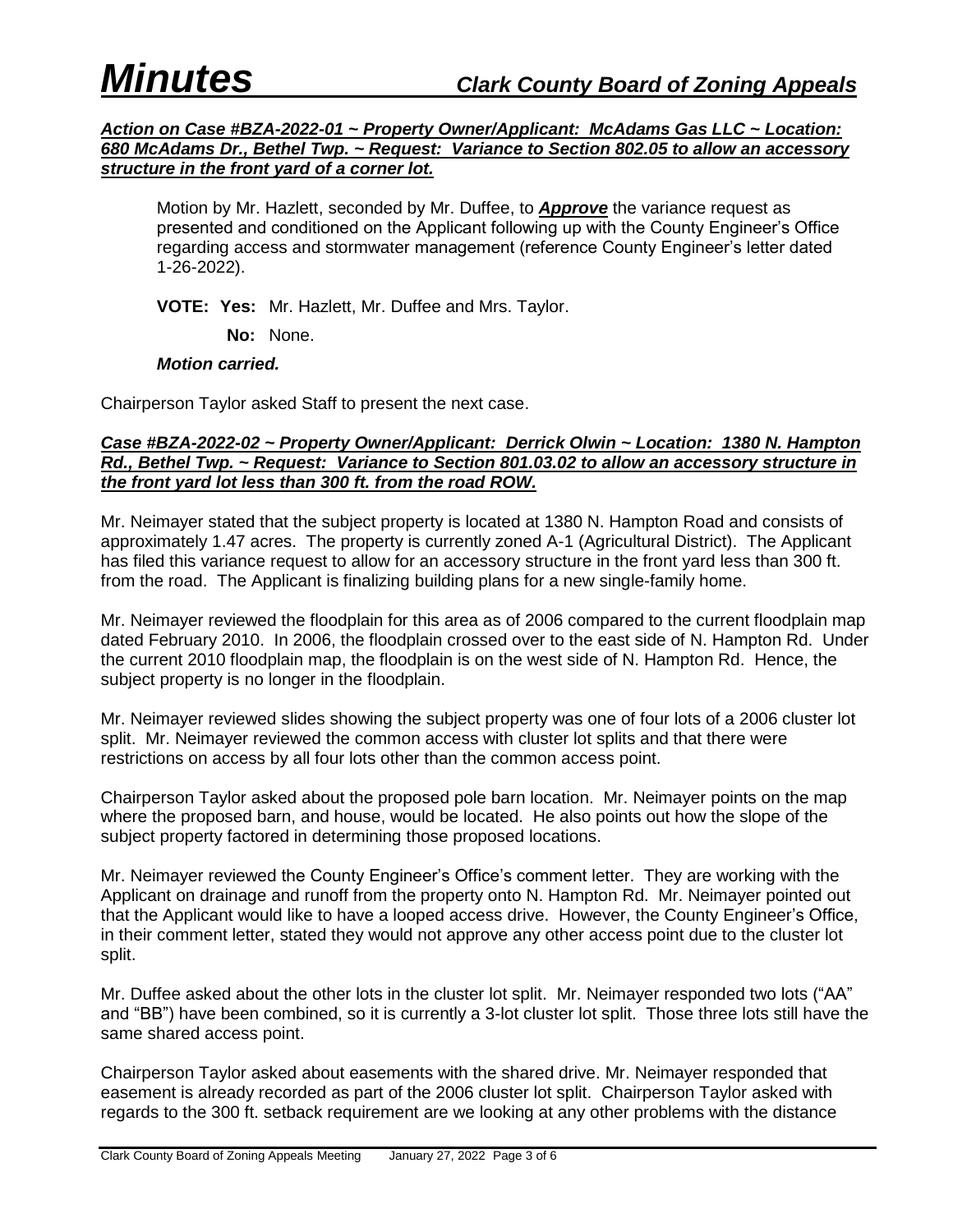***Action on Case #BZA-2022-01 ~ Property Owner/Applicant: McAdams Gas LLC ~ Location: 680 McAdams Dr., Bethel Twp. ~ Request: Variance to Section 802.05 to allow an accessory structure in the front yard of a corner lot.***

Motion by Mr. Hazlett, seconded by Mr. Duffee, to ***Approve*** the variance request as presented and conditioned on the Applicant following up with the County Engineer's Office regarding access and stormwater management (reference County Engineer's letter dated 1-26-2022).

**VOTE: Yes:** Mr. Hazlett, Mr. Duffee and Mrs. Taylor.

**No:** None.

***Motion carried.***

Chairperson Taylor asked Staff to present the next case.

***Case #BZA-2022-02 ~ Property Owner/Applicant: Derrick Olwin ~ Location: 1380 N. Hampton Rd., Bethel Twp. ~ Request: Variance to Section 801.03.02 to allow an accessory structure in the front yard lot less than 300 ft. from the road ROW.***

Mr. Neimayer stated that the subject property is located at 1380 N. Hampton Road and consists of approximately 1.47 acres. The property is currently zoned A-1 (Agricultural District). The Applicant has filed this variance request to allow for an accessory structure in the front yard less than 300 ft. from the road. The Applicant is finalizing building plans for a new single-family home.

Mr. Neimayer reviewed the floodplain for this area as of 2006 compared to the current floodplain map dated February 2010. In 2006, the floodplain crossed over to the east side of N. Hampton Rd. Under the current 2010 floodplain map, the floodplain is on the west side of N. Hampton Rd. Hence, the subject property is no longer in the floodplain.

Mr. Neimayer reviewed slides showing the subject property was one of four lots of a 2006 cluster lot split. Mr. Neimayer reviewed the common access with cluster lot splits and that there were restrictions on access by all four lots other than the common access point.

Chairperson Taylor asked about the proposed pole barn location. Mr. Neimayer points on the map where the proposed barn, and house, would be located. He also points out how the slope of the subject property factored in determining those proposed locations.

Mr. Neimayer reviewed the County Engineer's Office's comment letter. They are working with the Applicant on drainage and runoff from the property onto N. Hampton Rd. Mr. Neimayer pointed out that the Applicant would like to have a looped access drive. However, the County Engineer's Office, in their comment letter, stated they would not approve any other access point due to the cluster lot split.

Mr. Duffee asked about the other lots in the cluster lot split. Mr. Neimayer responded two lots ("AA" and "BB") have been combined, so it is currently a 3-lot cluster lot split. Those three lots still have the same shared access point.

Chairperson Taylor asked about easements with the shared drive. Mr. Neimayer responded that easement is already recorded as part of the 2006 cluster lot split. Chairperson Taylor asked with regards to the 300 ft. setback requirement are we looking at any other problems with the distance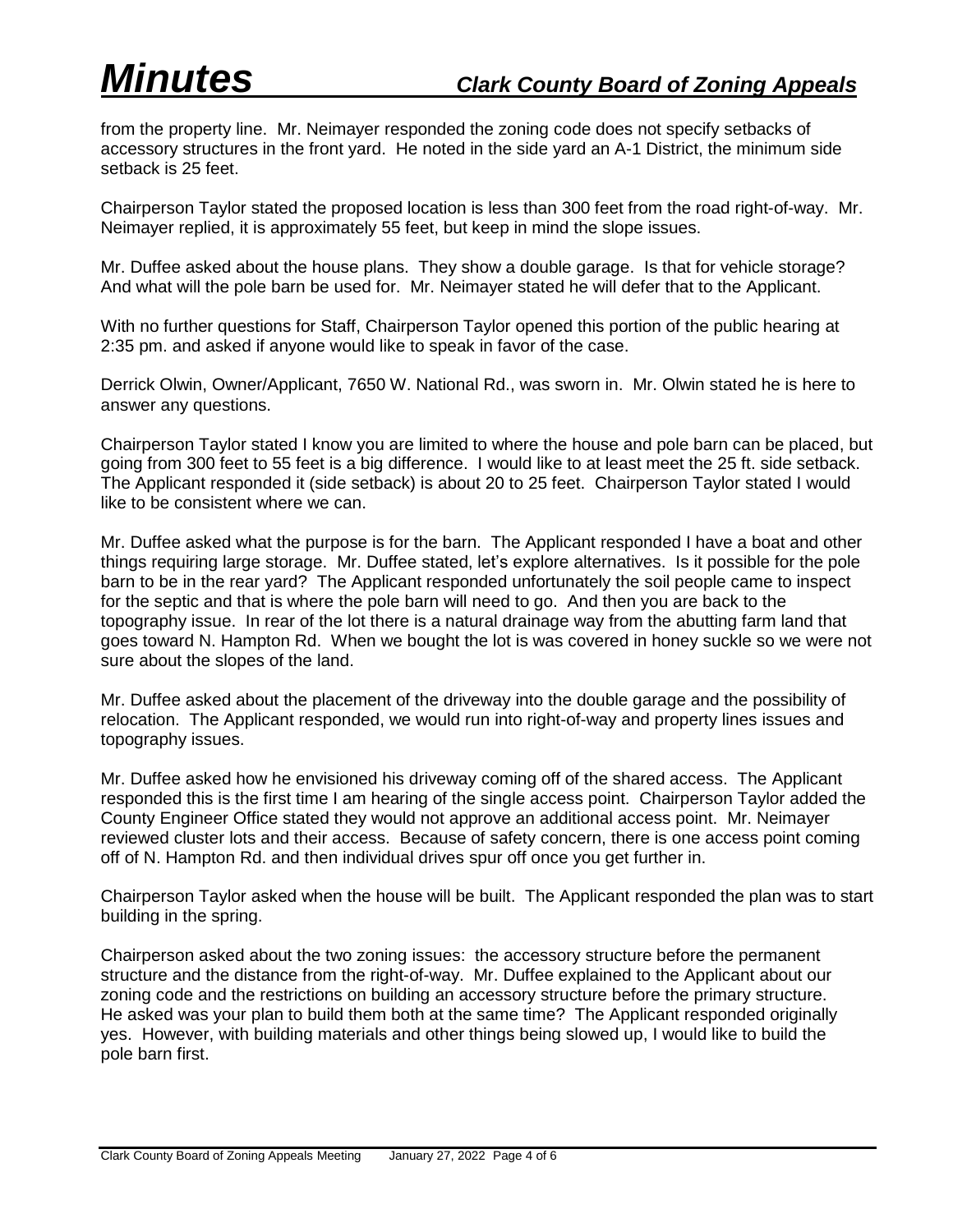from the property line. Mr. Neimayer responded the zoning code does not specify setbacks of accessory structures in the front yard. He noted in the side yard an A-1 District, the minimum side setback is 25 feet.

Chairperson Taylor stated the proposed location is less than 300 feet from the road right-of-way. Mr. Neimayer replied, it is approximately 55 feet, but keep in mind the slope issues.

Mr. Duffee asked about the house plans. They show a double garage. Is that for vehicle storage? And what will the pole barn be used for. Mr. Neimayer stated he will defer that to the Applicant.

With no further questions for Staff, Chairperson Taylor opened this portion of the public hearing at 2:35 pm. and asked if anyone would like to speak in favor of the case.

Derrick Olwin, Owner/Applicant, 7650 W. National Rd., was sworn in. Mr. Olwin stated he is here to answer any questions.

Chairperson Taylor stated I know you are limited to where the house and pole barn can be placed, but going from 300 feet to 55 feet is a big difference. I would like to at least meet the 25 ft. side setback. The Applicant responded it (side setback) is about 20 to 25 feet. Chairperson Taylor stated I would like to be consistent where we can.

Mr. Duffee asked what the purpose is for the barn. The Applicant responded I have a boat and other things requiring large storage. Mr. Duffee stated, let's explore alternatives. Is it possible for the pole barn to be in the rear yard? The Applicant responded unfortunately the soil people came to inspect for the septic and that is where the pole barn will need to go. And then you are back to the topography issue. In rear of the lot there is a natural drainage way from the abutting farm land that goes toward N. Hampton Rd. When we bought the lot is was covered in honey suckle so we were not sure about the slopes of the land.

Mr. Duffee asked about the placement of the driveway into the double garage and the possibility of relocation. The Applicant responded, we would run into right-of-way and property lines issues and topography issues.

Mr. Duffee asked how he envisioned his driveway coming off of the shared access. The Applicant responded this is the first time I am hearing of the single access point. Chairperson Taylor added the County Engineer Office stated they would not approve an additional access point. Mr. Neimayer reviewed cluster lots and their access. Because of safety concern, there is one access point coming off of N. Hampton Rd. and then individual drives spur off once you get further in.

Chairperson Taylor asked when the house will be built. The Applicant responded the plan was to start building in the spring.

Chairperson asked about the two zoning issues: the accessory structure before the permanent structure and the distance from the right-of-way. Mr. Duffee explained to the Applicant about our zoning code and the restrictions on building an accessory structure before the primary structure. He asked was your plan to build them both at the same time? The Applicant responded originally yes. However, with building materials and other things being slowed up, I would like to build the pole barn first.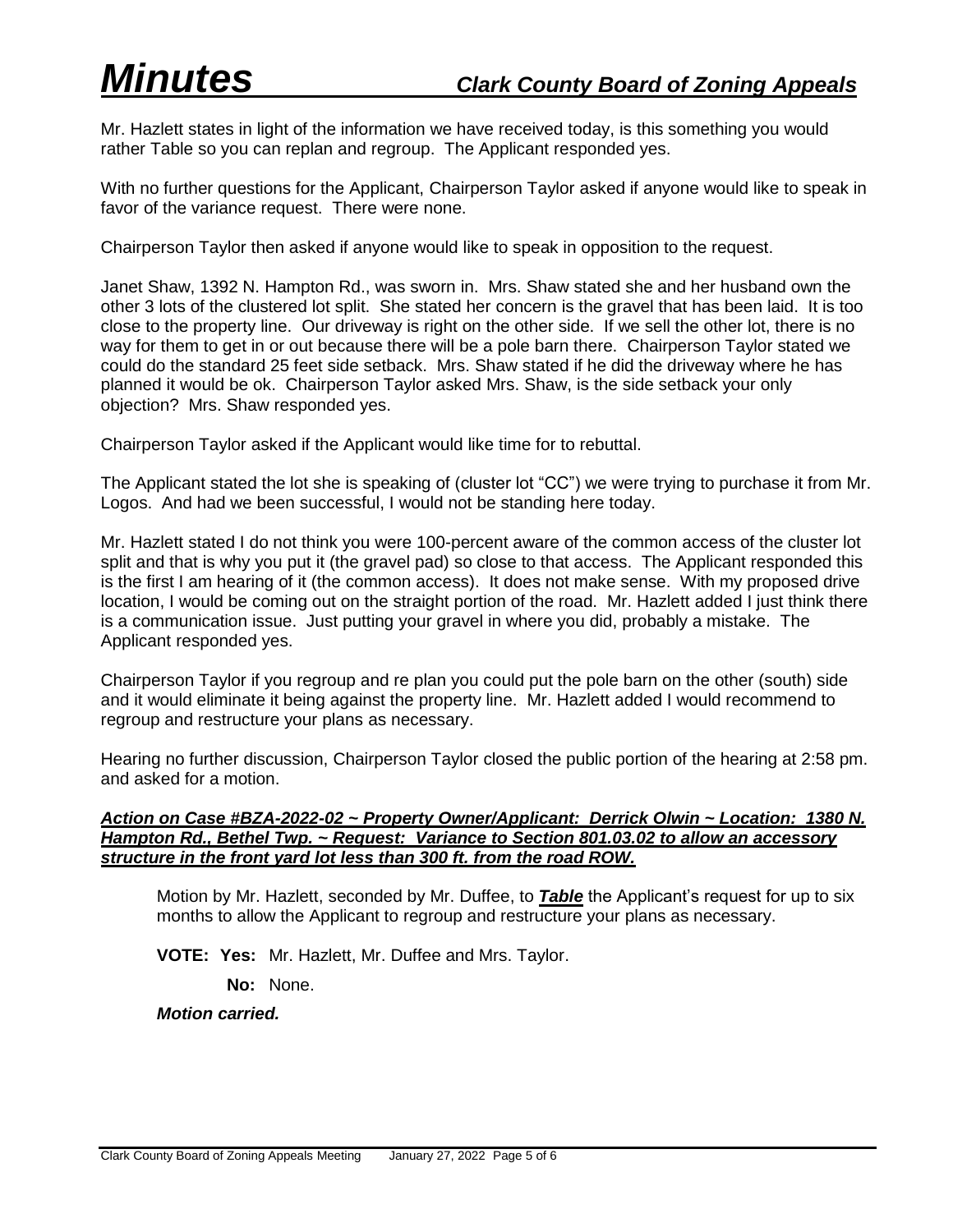Mr. Hazlett states in light of the information we have received today, is this something you would rather Table so you can replan and regroup. The Applicant responded yes.

With no further questions for the Applicant, Chairperson Taylor asked if anyone would like to speak in favor of the variance request. There were none.

Chairperson Taylor then asked if anyone would like to speak in opposition to the request.

Janet Shaw, 1392 N. Hampton Rd., was sworn in. Mrs. Shaw stated she and her husband own the other 3 lots of the clustered lot split. She stated her concern is the gravel that has been laid. It is too close to the property line. Our driveway is right on the other side. If we sell the other lot, there is no way for them to get in or out because there will be a pole barn there. Chairperson Taylor stated we could do the standard 25 feet side setback. Mrs. Shaw stated if he did the driveway where he has planned it would be ok. Chairperson Taylor asked Mrs. Shaw, is the side setback your only objection? Mrs. Shaw responded yes.

Chairperson Taylor asked if the Applicant would like time for to rebuttal.

The Applicant stated the lot she is speaking of (cluster lot "CC") we were trying to purchase it from Mr. Logos. And had we been successful, I would not be standing here today.

Mr. Hazlett stated I do not think you were 100-percent aware of the common access of the cluster lot split and that is why you put it (the gravel pad) so close to that access. The Applicant responded this is the first I am hearing of it (the common access). It does not make sense. With my proposed drive location, I would be coming out on the straight portion of the road. Mr. Hazlett added I just think there is a communication issue. Just putting your gravel in where you did, probably a mistake. The Applicant responded yes.

Chairperson Taylor if you regroup and re plan you could put the pole barn on the other (south) side and it would eliminate it being against the property line. Mr. Hazlett added I would recommend to regroup and restructure your plans as necessary.

Hearing no further discussion, Chairperson Taylor closed the public portion of the hearing at 2:58 pm. and asked for a motion.

***Action on Case #BZA-2022-02 ~ Property Owner/Applicant: Derrick Olwin ~ Location: 1380 N. Hampton Rd., Bethel Twp. ~ Request: Variance to Section 801.03.02 to allow an accessory structure in the front yard lot less than 300 ft. from the road ROW.***

Motion by Mr. Hazlett, seconded by Mr. Duffee, to ***Table*** the Applicant's request for up to six months to allow the Applicant to regroup and restructure your plans as necessary.

**VOTE: Yes:** Mr. Hazlett, Mr. Duffee and Mrs. Taylor.

**No:** None.

***Motion carried.***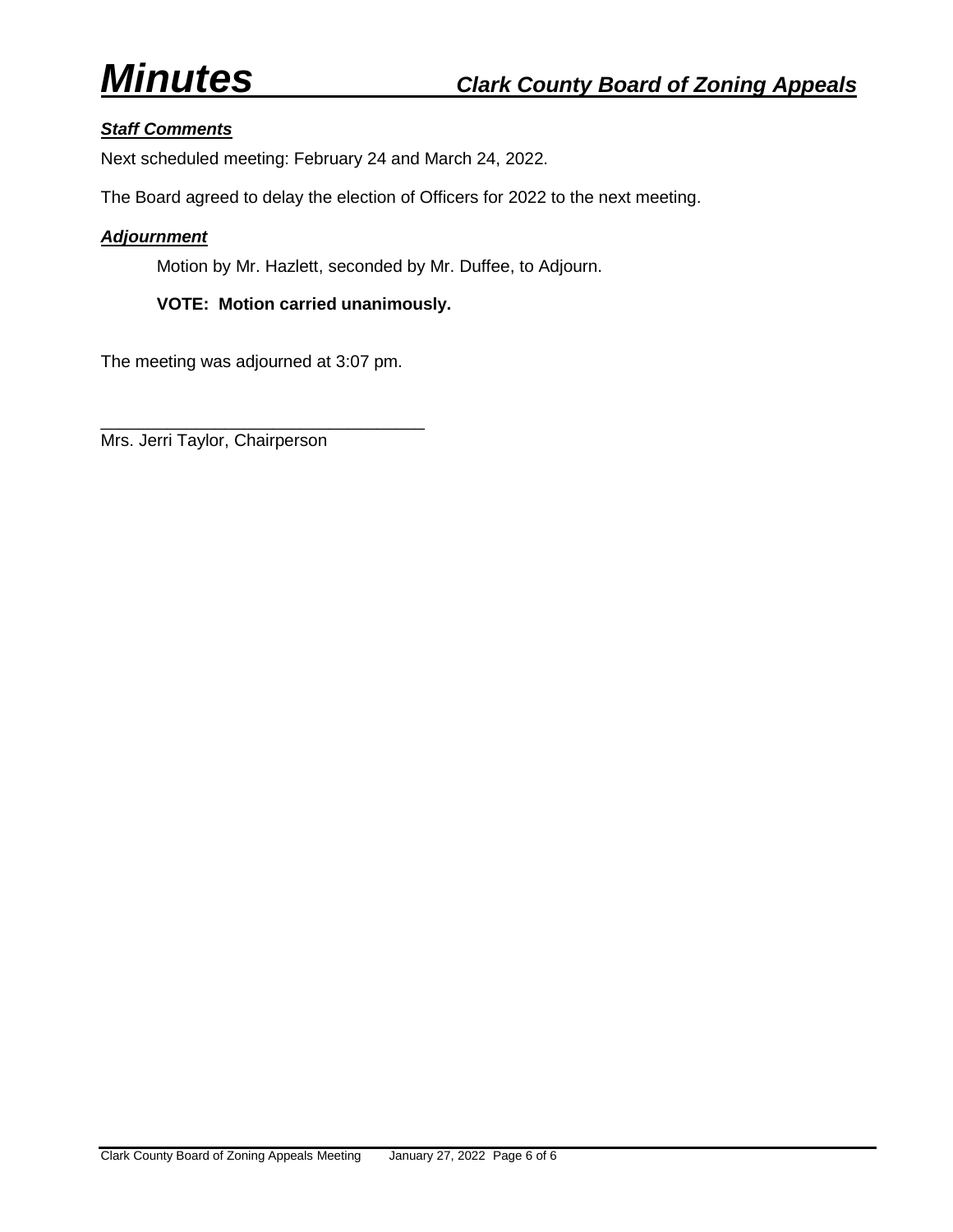***Staff Comments***

Next scheduled meeting: February 24 and March 24, 2022.

The Board agreed to delay the election of Officers for 2022 to the next meeting.

***Adjournment***

Motion by Mr. Hazlett, seconded by Mr. Duffee, to Adjourn.

**VOTE: Motion carried unanimously.**

The meeting was adjourned at 3:07 pm.

___________________________________

Mrs. Jerri Taylor, Chairperson